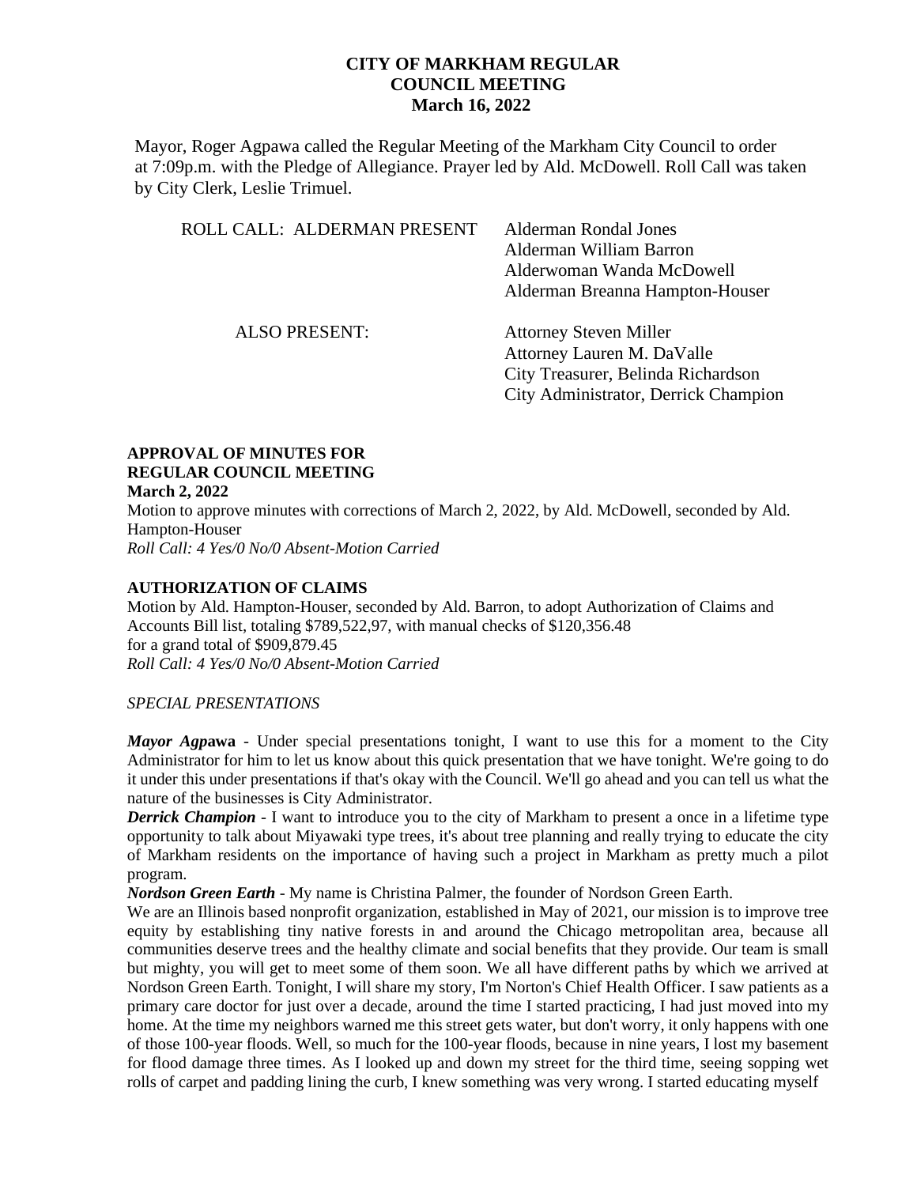# CITY OF MARKHAM REGULAR COUNCIL MEETING March 16, 2022

Mayor, Roger Agpawa called the Regular Meeting of the Markham City Council to order at 7:09p.m. with the Pledge of Allegiance. Prayer led by Ald. McDowell. Roll Call was taken by City Clerk, Leslie Trimuel.

| | |
|---|---|
| ROLL CALL: ALDERMAN PRESENT | Alderman Rondal Jones<br>Alderman William Barron<br>Alderwoman Wanda McDowell<br>Alderman Breanna Hampton-Houser |
| ALSO PRESENT: | Attorney Steven Miller<br>Attorney Lauren M. DaValle<br>City Treasurer, Belinda Richardson<br>City Administrator, Derrick Champion |

**APPROVAL OF MINUTES FOR REGULAR COUNCIL MEETING**
**March 2, 2022**

Motion to approve minutes with corrections of March 2, 2022, by Ald. McDowell, seconded by Ald. Hampton-Houser
*Roll Call: 4 Yes/0 No/0 Absent-Motion Carried*

**AUTHORIZATION OF CLAIMS**

Motion by Ald. Hampton-Houser, seconded by Ald. Barron, to adopt Authorization of Claims and Accounts Bill list, totaling $789,522,97, with manual checks of $120,356.48 for a grand total of $909,879.45
*Roll Call: 4 Yes/0 No/0 Absent-Motion Carried*

*SPECIAL PRESENTATIONS*

***Mayor Agpawa*** - Under special presentations tonight, I want to use this for a moment to the City Administrator for him to let us know about this quick presentation that we have tonight. We're going to do it under this under presentations if that's okay with the Council. We'll go ahead and you can tell us what the nature of the businesses is City Administrator.

***Derrick Champion*** - I want to introduce you to the city of Markham to present a once in a lifetime type opportunity to talk about Miyawaki type trees, it's about tree planning and really trying to educate the city of Markham residents on the importance of having such a project in Markham as pretty much a pilot program.

***Nordson Green Earth*** - My name is Christina Palmer, the founder of Nordson Green Earth.

We are an Illinois based nonprofit organization, established in May of 2021, our mission is to improve tree equity by establishing tiny native forests in and around the Chicago metropolitan area, because all communities deserve trees and the healthy climate and social benefits that they provide. Our team is small but mighty, you will get to meet some of them soon. We all have different paths by which we arrived at Nordson Green Earth. Tonight, I will share my story, I'm Norton's Chief Health Officer. I saw patients as a primary care doctor for just over a decade, around the time I started practicing, I had just moved into my home. At the time my neighbors warned me this street gets water, but don't worry, it only happens with one of those 100-year floods. Well, so much for the 100-year floods, because in nine years, I lost my basement for flood damage three times. As I looked up and down my street for the third time, seeing sopping wet rolls of carpet and padding lining the curb, I knew something was very wrong. I started educating myself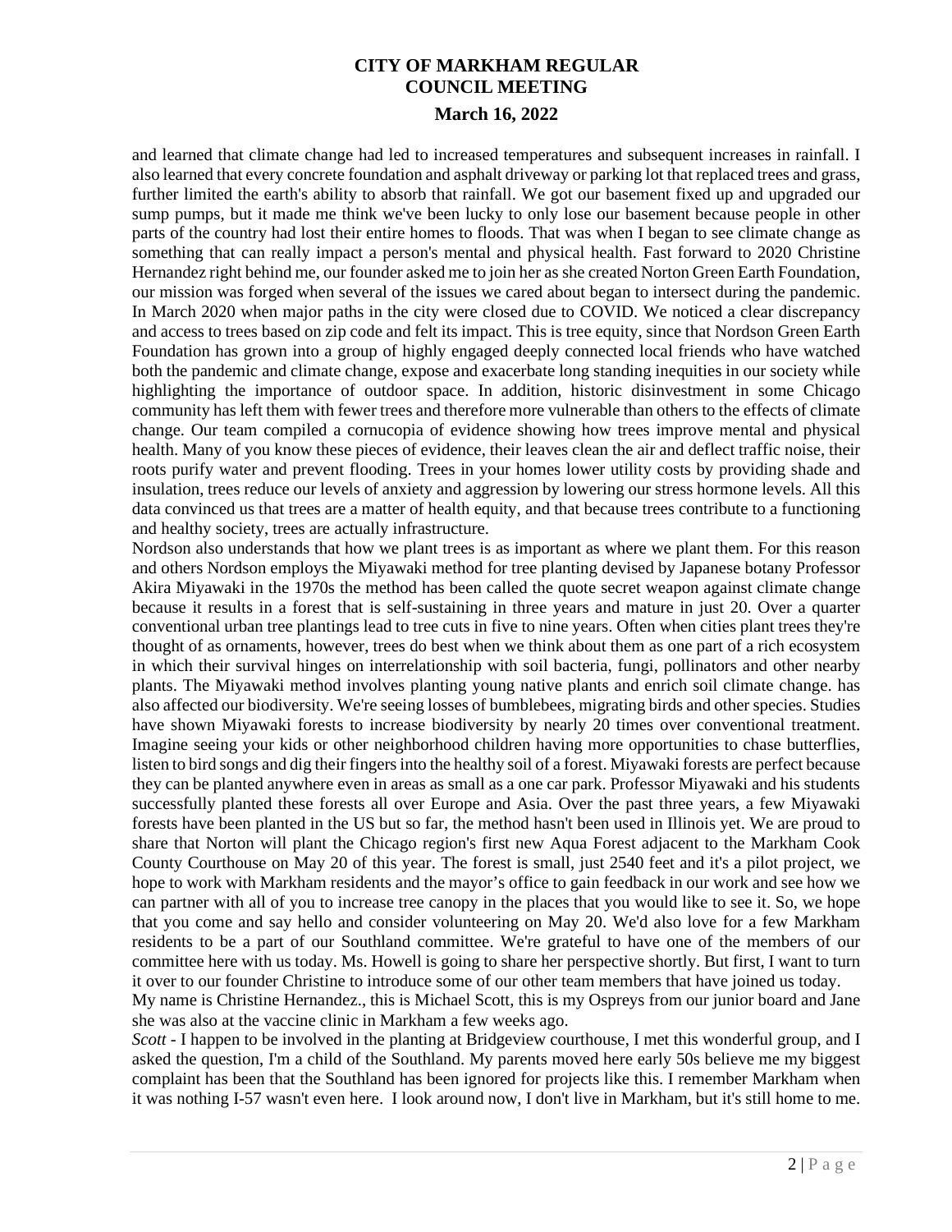and learned that climate change had led to increased temperatures and subsequent increases in rainfall. I also learned that every concrete foundation and asphalt driveway or parking lot that replaced trees and grass, further limited the earth's ability to absorb that rainfall. We got our basement fixed up and upgraded our sump pumps, but it made me think we've been lucky to only lose our basement because people in other parts of the country had lost their entire homes to floods. That was when I began to see climate change as something that can really impact a person's mental and physical health. Fast forward to 2020 Christine Hernandez right behind me, our founder asked me to join her as she created Norton Green Earth Foundation, our mission was forged when several of the issues we cared about began to intersect during the pandemic. In March 2020 when major paths in the city were closed due to COVID. We noticed a clear discrepancy and access to trees based on zip code and felt its impact. This is tree equity, since that Nordson Green Earth Foundation has grown into a group of highly engaged deeply connected local friends who have watched both the pandemic and climate change, expose and exacerbate long standing inequities in our society while highlighting the importance of outdoor space. In addition, historic disinvestment in some Chicago community has left them with fewer trees and therefore more vulnerable than others to the effects of climate change. Our team compiled a cornucopia of evidence showing how trees improve mental and physical health. Many of you know these pieces of evidence, their leaves clean the air and deflect traffic noise, their roots purify water and prevent flooding. Trees in your homes lower utility costs by providing shade and insulation, trees reduce our levels of anxiety and aggression by lowering our stress hormone levels. All this data convinced us that trees are a matter of health equity, and that because trees contribute to a functioning and healthy society, trees are actually infrastructure.

Nordson also understands that how we plant trees is as important as where we plant them. For this reason and others Nordson employs the Miyawaki method for tree planting devised by Japanese botany Professor Akira Miyawaki in the 1970s the method has been called the quote secret weapon against climate change because it results in a forest that is self-sustaining in three years and mature in just 20. Over a quarter conventional urban tree plantings lead to tree cuts in five to nine years. Often when cities plant trees they're thought of as ornaments, however, trees do best when we think about them as one part of a rich ecosystem in which their survival hinges on interrelationship with soil bacteria, fungi, pollinators and other nearby plants. The Miyawaki method involves planting young native plants and enrich soil climate change. has also affected our biodiversity. We're seeing losses of bumblebees, migrating birds and other species. Studies have shown Miyawaki forests to increase biodiversity by nearly 20 times over conventional treatment. Imagine seeing your kids or other neighborhood children having more opportunities to chase butterflies, listen to bird songs and dig their fingers into the healthy soil of a forest. Miyawaki forests are perfect because they can be planted anywhere even in areas as small as a one car park. Professor Miyawaki and his students successfully planted these forests all over Europe and Asia. Over the past three years, a few Miyawaki forests have been planted in the US but so far, the method hasn't been used in Illinois yet. We are proud to share that Norton will plant the Chicago region's first new Aqua Forest adjacent to the Markham Cook County Courthouse on May 20 of this year. The forest is small, just 2540 feet and it's a pilot project, we hope to work with Markham residents and the mayor's office to gain feedback in our work and see how we can partner with all of you to increase tree canopy in the places that you would like to see it. So, we hope that you come and say hello and consider volunteering on May 20. We'd also love for a few Markham residents to be a part of our Southland committee. We're grateful to have one of the members of our committee here with us today. Ms. Howell is going to share her perspective shortly. But first, I want to turn it over to our founder Christine to introduce some of our other team members that have joined us today.

My name is Christine Hernandez., this is Michael Scott, this is my Ospreys from our junior board and Jane she was also at the vaccine clinic in Markham a few weeks ago.

*Scott* - I happen to be involved in the planting at Bridgeview courthouse, I met this wonderful group, and I asked the question, I'm a child of the Southland. My parents moved here early 50s believe me my biggest complaint has been that the Southland has been ignored for projects like this. I remember Markham when it was nothing I-57 wasn't even here. I look around now, I don't live in Markham, but it's still home to me.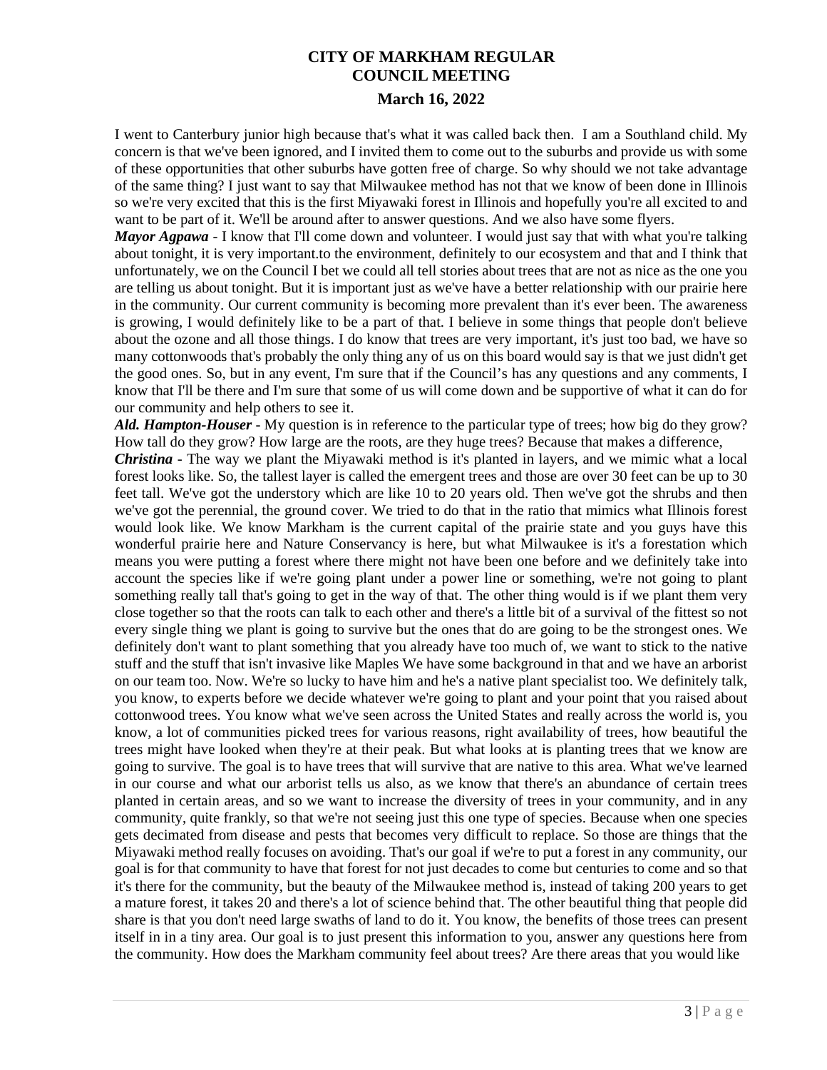I went to Canterbury junior high because that's what it was called back then. I am a Southland child. My concern is that we've been ignored, and I invited them to come out to the suburbs and provide us with some of these opportunities that other suburbs have gotten free of charge. So why should we not take advantage of the same thing? I just want to say that Milwaukee method has not that we know of been done in Illinois so we're very excited that this is the first Miyawaki forest in Illinois and hopefully you're all excited to and want to be part of it. We'll be around after to answer questions. And we also have some flyers.

***Mayor Agpawa*** - I know that I'll come down and volunteer. I would just say that with what you're talking about tonight, it is very important.to the environment, definitely to our ecosystem and that and I think that unfortunately, we on the Council I bet we could all tell stories about trees that are not as nice as the one you are telling us about tonight. But it is important just as we've have a better relationship with our prairie here in the community. Our current community is becoming more prevalent than it's ever been. The awareness is growing, I would definitely like to be a part of that. I believe in some things that people don't believe about the ozone and all those things. I do know that trees are very important, it's just too bad, we have so many cottonwoods that's probably the only thing any of us on this board would say is that we just didn't get the good ones. So, but in any event, I'm sure that if the Council's has any questions and any comments, I know that I'll be there and I'm sure that some of us will come down and be supportive of what it can do for our community and help others to see it.

***Ald. Hampton-Houser*** - My question is in reference to the particular type of trees; how big do they grow? How tall do they grow? How large are the roots, are they huge trees? Because that makes a difference,

***Christina*** - The way we plant the Miyawaki method is it's planted in layers, and we mimic what a local forest looks like. So, the tallest layer is called the emergent trees and those are over 30 feet can be up to 30 feet tall. We've got the understory which are like 10 to 20 years old. Then we've got the shrubs and then we've got the perennial, the ground cover. We tried to do that in the ratio that mimics what Illinois forest would look like. We know Markham is the current capital of the prairie state and you guys have this wonderful prairie here and Nature Conservancy is here, but what Milwaukee is it's a forestation which means you were putting a forest where there might not have been one before and we definitely take into account the species like if we're going plant under a power line or something, we're not going to plant something really tall that's going to get in the way of that. The other thing would is if we plant them very close together so that the roots can talk to each other and there's a little bit of a survival of the fittest so not every single thing we plant is going to survive but the ones that do are going to be the strongest ones. We definitely don't want to plant something that you already have too much of, we want to stick to the native stuff and the stuff that isn't invasive like Maples We have some background in that and we have an arborist on our team too. Now. We're so lucky to have him and he's a native plant specialist too. We definitely talk, you know, to experts before we decide whatever we're going to plant and your point that you raised about cottonwood trees. You know what we've seen across the United States and really across the world is, you know, a lot of communities picked trees for various reasons, right availability of trees, how beautiful the trees might have looked when they're at their peak. But what looks at is planting trees that we know are going to survive. The goal is to have trees that will survive that are native to this area. What we've learned in our course and what our arborist tells us also, as we know that there's an abundance of certain trees planted in certain areas, and so we want to increase the diversity of trees in your community, and in any community, quite frankly, so that we're not seeing just this one type of species. Because when one species gets decimated from disease and pests that becomes very difficult to replace. So those are things that the Miyawaki method really focuses on avoiding. That's our goal if we're to put a forest in any community, our goal is for that community to have that forest for not just decades to come but centuries to come and so that it's there for the community, but the beauty of the Milwaukee method is, instead of taking 200 years to get a mature forest, it takes 20 and there's a lot of science behind that. The other beautiful thing that people did share is that you don't need large swaths of land to do it. You know, the benefits of those trees can present itself in in a tiny area. Our goal is to just present this information to you, answer any questions here from the community. How does the Markham community feel about trees? Are there areas that you would like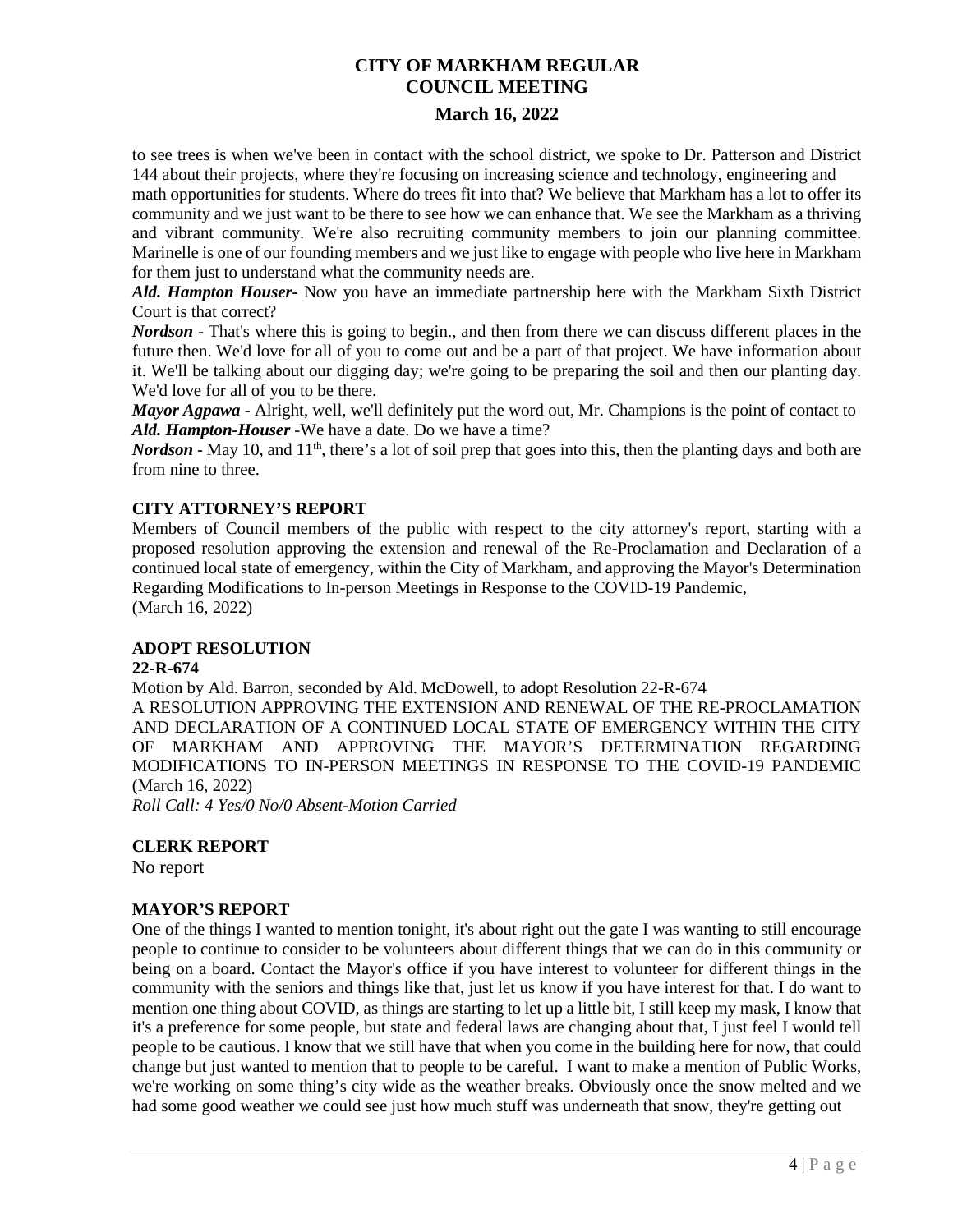to see trees is when we've been in contact with the school district, we spoke to Dr. Patterson and District 144 about their projects, where they're focusing on increasing science and technology, engineering and math opportunities for students. Where do trees fit into that? We believe that Markham has a lot to offer its community and we just want to be there to see how we can enhance that. We see the Markham as a thriving and vibrant community. We're also recruiting community members to join our planning committee. Marinelle is one of our founding members and we just like to engage with people who live here in Markham for them just to understand what the community needs are.

***Ald. Hampton Houser***- Now you have an immediate partnership here with the Markham Sixth District Court is that correct?

***Nordson*** - That's where this is going to begin., and then from there we can discuss different places in the future then. We'd love for all of you to come out and be a part of that project. We have information about it. We'll be talking about our digging day; we're going to be preparing the soil and then our planting day. We'd love for all of you to be there.

***Mayor Agpawa*** - Alright, well, we'll definitely put the word out, Mr. Champions is the point of contact to

***Ald. Hampton-Houser*** -We have a date. Do we have a time?

***Nordson*** - May 10, and 11th, there's a lot of soil prep that goes into this, then the planting days and both are from nine to three.

**CITY ATTORNEY'S REPORT**

Members of Council members of the public with respect to the city attorney's report, starting with a proposed resolution approving the extension and renewal of the Re-Proclamation and Declaration of a continued local state of emergency, within the City of Markham, and approving the Mayor's Determination Regarding Modifications to In-person Meetings in Response to the COVID-19 Pandemic, (March 16, 2022)

**ADOPT RESOLUTION**
**22-R-674**

Motion by Ald. Barron, seconded by Ald. McDowell, to adopt Resolution 22-R-674

A RESOLUTION APPROVING THE EXTENSION AND RENEWAL OF THE RE-PROCLAMATION AND DECLARATION OF A CONTINUED LOCAL STATE OF EMERGENCY WITHIN THE CITY OF MARKHAM AND APPROVING THE MAYOR'S DETERMINATION REGARDING MODIFICATIONS TO IN-PERSON MEETINGS IN RESPONSE TO THE COVID-19 PANDEMIC (March 16, 2022)

*Roll Call: 4 Yes/0 No/0 Absent-Motion Carried*

**CLERK REPORT**

No report

**MAYOR'S REPORT**

One of the things I wanted to mention tonight, it's about right out the gate I was wanting to still encourage people to continue to consider to be volunteers about different things that we can do in this community or being on a board. Contact the Mayor's office if you have interest to volunteer for different things in the community with the seniors and things like that, just let us know if you have interest for that. I do want to mention one thing about COVID, as things are starting to let up a little bit, I still keep my mask, I know that it's a preference for some people, but state and federal laws are changing about that, I just feel I would tell people to be cautious. I know that we still have that when you come in the building here for now, that could change but just wanted to mention that to people to be careful. I want to make a mention of Public Works, we're working on some thing's city wide as the weather breaks. Obviously once the snow melted and we had some good weather we could see just how much stuff was underneath that snow, they're getting out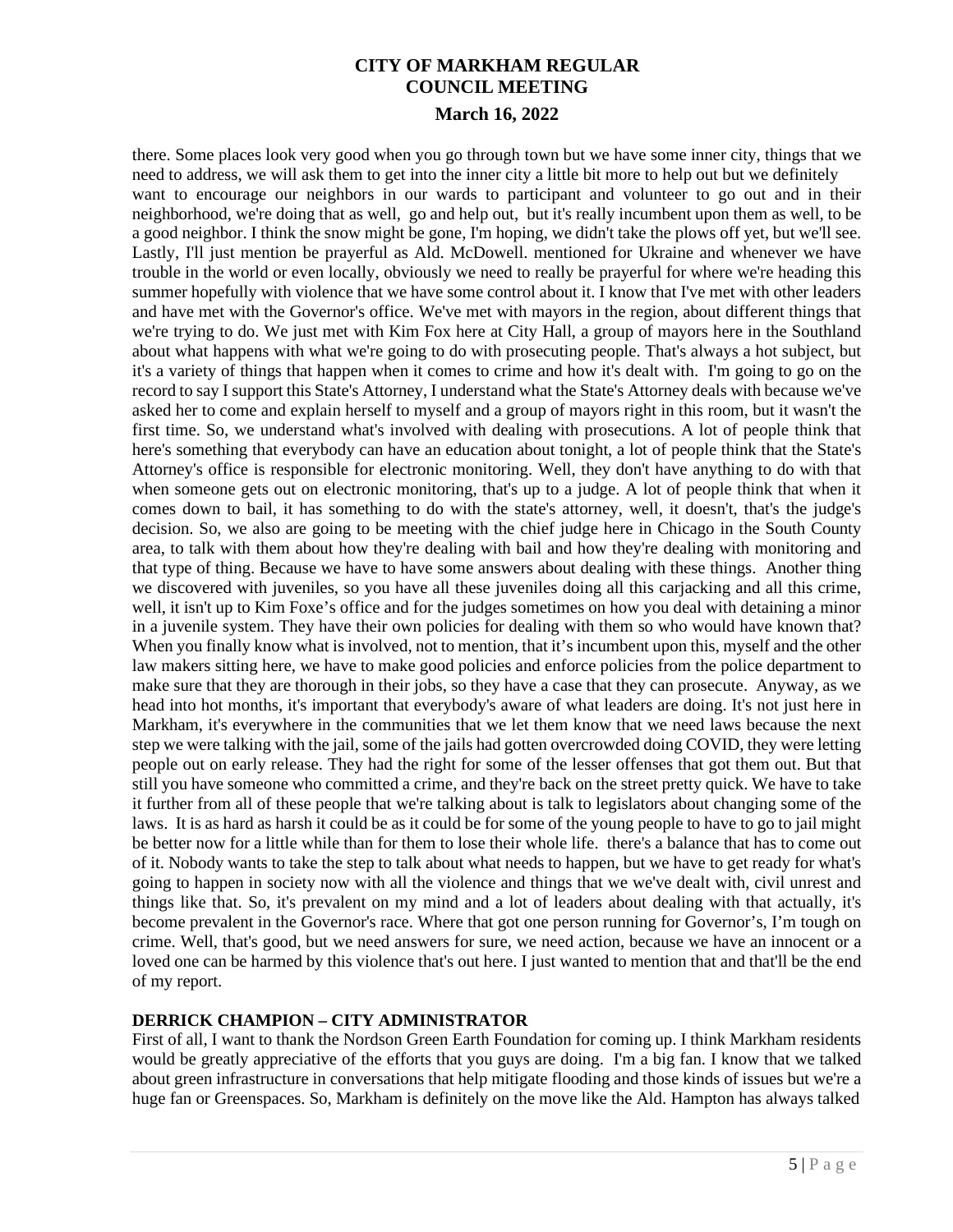there. Some places look very good when you go through town but we have some inner city, things that we need to address, we will ask them to get into the inner city a little bit more to help out but we definitely want to encourage our neighbors in our wards to participant and volunteer to go out and in their neighborhood, we're doing that as well, go and help out, but it's really incumbent upon them as well, to be a good neighbor. I think the snow might be gone, I'm hoping, we didn't take the plows off yet, but we'll see. Lastly, I'll just mention be prayerful as Ald. McDowell. mentioned for Ukraine and whenever we have trouble in the world or even locally, obviously we need to really be prayerful for where we're heading this summer hopefully with violence that we have some control about it. I know that I've met with other leaders and have met with the Governor's office. We've met with mayors in the region, about different things that we're trying to do. We just met with Kim Fox here at City Hall, a group of mayors here in the Southland about what happens with what we're going to do with prosecuting people. That's always a hot subject, but it's a variety of things that happen when it comes to crime and how it's dealt with. I'm going to go on the record to say I support this State's Attorney, I understand what the State's Attorney deals with because we've asked her to come and explain herself to myself and a group of mayors right in this room, but it wasn't the first time. So, we understand what's involved with dealing with prosecutions. A lot of people think that here's something that everybody can have an education about tonight, a lot of people think that the State's Attorney's office is responsible for electronic monitoring. Well, they don't have anything to do with that when someone gets out on electronic monitoring, that's up to a judge. A lot of people think that when it comes down to bail, it has something to do with the state's attorney, well, it doesn't, that's the judge's decision. So, we also are going to be meeting with the chief judge here in Chicago in the South County area, to talk with them about how they're dealing with bail and how they're dealing with monitoring and that type of thing. Because we have to have some answers about dealing with these things. Another thing we discovered with juveniles, so you have all these juveniles doing all this carjacking and all this crime, well, it isn't up to Kim Foxe's office and for the judges sometimes on how you deal with detaining a minor in a juvenile system. They have their own policies for dealing with them so who would have known that? When you finally know what is involved, not to mention, that it's incumbent upon this, myself and the other law makers sitting here, we have to make good policies and enforce policies from the police department to make sure that they are thorough in their jobs, so they have a case that they can prosecute. Anyway, as we head into hot months, it's important that everybody's aware of what leaders are doing. It's not just here in Markham, it's everywhere in the communities that we let them know that we need laws because the next step we were talking with the jail, some of the jails had gotten overcrowded doing COVID, they were letting people out on early release. They had the right for some of the lesser offenses that got them out. But that still you have someone who committed a crime, and they're back on the street pretty quick. We have to take it further from all of these people that we're talking about is talk to legislators about changing some of the laws. It is as hard as harsh it could be as it could be for some of the young people to have to go to jail might be better now for a little while than for them to lose their whole life. there's a balance that has to come out of it. Nobody wants to take the step to talk about what needs to happen, but we have to get ready for what's going to happen in society now with all the violence and things that we we've dealt with, civil unrest and things like that. So, it's prevalent on my mind and a lot of leaders about dealing with that actually, it's become prevalent in the Governor's race. Where that got one person running for Governor's, I'm tough on crime. Well, that's good, but we need answers for sure, we need action, because we have an innocent or a loved one can be harmed by this violence that's out here. I just wanted to mention that and that'll be the end of my report.

**DERRICK CHAMPION – CITY ADMINISTRATOR**

First of all, I want to thank the Nordson Green Earth Foundation for coming up. I think Markham residents would be greatly appreciative of the efforts that you guys are doing. I'm a big fan. I know that we talked about green infrastructure in conversations that help mitigate flooding and those kinds of issues but we're a huge fan or Greenspaces. So, Markham is definitely on the move like the Ald. Hampton has always talked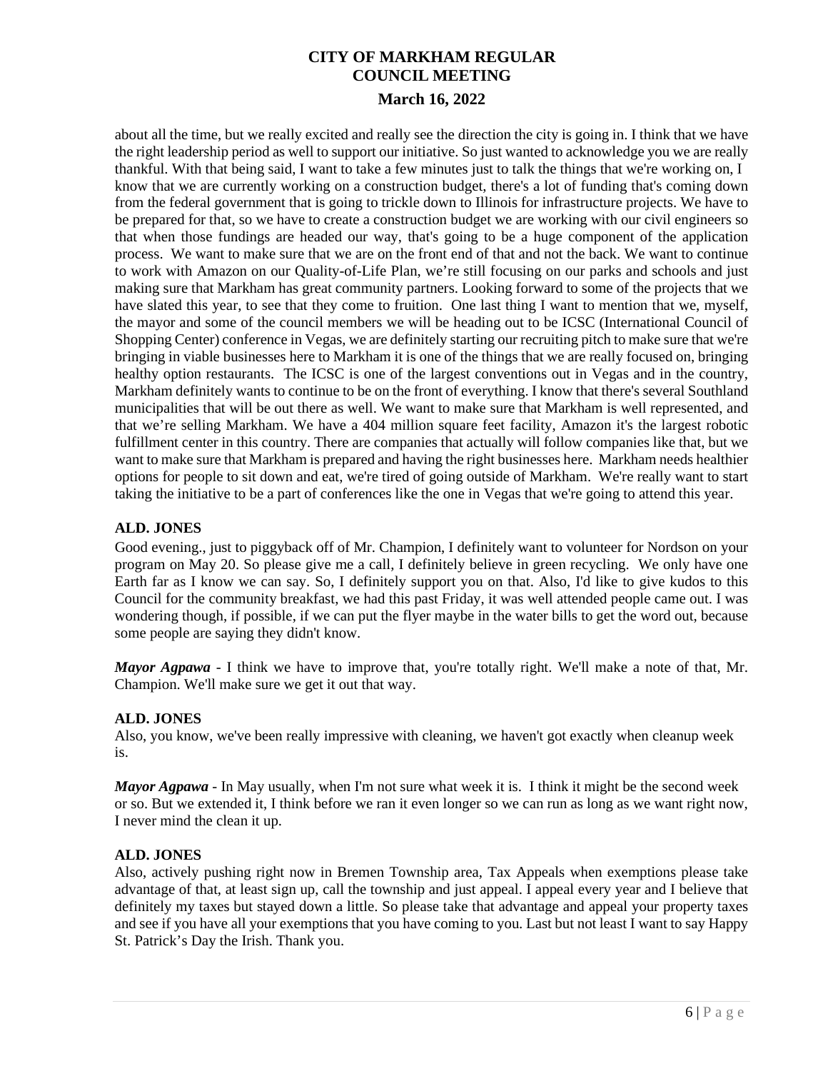about all the time, but we really excited and really see the direction the city is going in. I think that we have the right leadership period as well to support our initiative. So just wanted to acknowledge you we are really thankful. With that being said, I want to take a few minutes just to talk the things that we're working on, I know that we are currently working on a construction budget, there's a lot of funding that's coming down from the federal government that is going to trickle down to Illinois for infrastructure projects. We have to be prepared for that, so we have to create a construction budget we are working with our civil engineers so that when those fundings are headed our way, that's going to be a huge component of the application process. We want to make sure that we are on the front end of that and not the back. We want to continue to work with Amazon on our Quality-of-Life Plan, we're still focusing on our parks and schools and just making sure that Markham has great community partners. Looking forward to some of the projects that we have slated this year, to see that they come to fruition. One last thing I want to mention that we, myself, the mayor and some of the council members we will be heading out to be ICSC (International Council of Shopping Center) conference in Vegas, we are definitely starting our recruiting pitch to make sure that we're bringing in viable businesses here to Markham it is one of the things that we are really focused on, bringing healthy option restaurants. The ICSC is one of the largest conventions out in Vegas and in the country, Markham definitely wants to continue to be on the front of everything. I know that there's several Southland municipalities that will be out there as well. We want to make sure that Markham is well represented, and that we're selling Markham. We have a 404 million square feet facility, Amazon it's the largest robotic fulfillment center in this country. There are companies that actually will follow companies like that, but we want to make sure that Markham is prepared and having the right businesses here. Markham needs healthier options for people to sit down and eat, we're tired of going outside of Markham. We're really want to start taking the initiative to be a part of conferences like the one in Vegas that we're going to attend this year.

**ALD. JONES**

Good evening., just to piggyback off of Mr. Champion, I definitely want to volunteer for Nordson on your program on May 20. So please give me a call, I definitely believe in green recycling. We only have one Earth far as I know we can say. So, I definitely support you on that. Also, I'd like to give kudos to this Council for the community breakfast, we had this past Friday, it was well attended people came out. I was wondering though, if possible, if we can put the flyer maybe in the water bills to get the word out, because some people are saying they didn't know.

***Mayor Agpawa*** - I think we have to improve that, you're totally right. We'll make a note of that, Mr. Champion. We'll make sure we get it out that way.

**ALD. JONES**

Also, you know, we've been really impressive with cleaning, we haven't got exactly when cleanup week is.

***Mayor Agpawa*** - In May usually, when I'm not sure what week it is. I think it might be the second week or so. But we extended it, I think before we ran it even longer so we can run as long as we want right now, I never mind the clean it up.

**ALD. JONES**

Also, actively pushing right now in Bremen Township area, Tax Appeals when exemptions please take advantage of that, at least sign up, call the township and just appeal. I appeal every year and I believe that definitely my taxes but stayed down a little. So please take that advantage and appeal your property taxes and see if you have all your exemptions that you have coming to you. Last but not least I want to say Happy St. Patrick's Day the Irish. Thank you.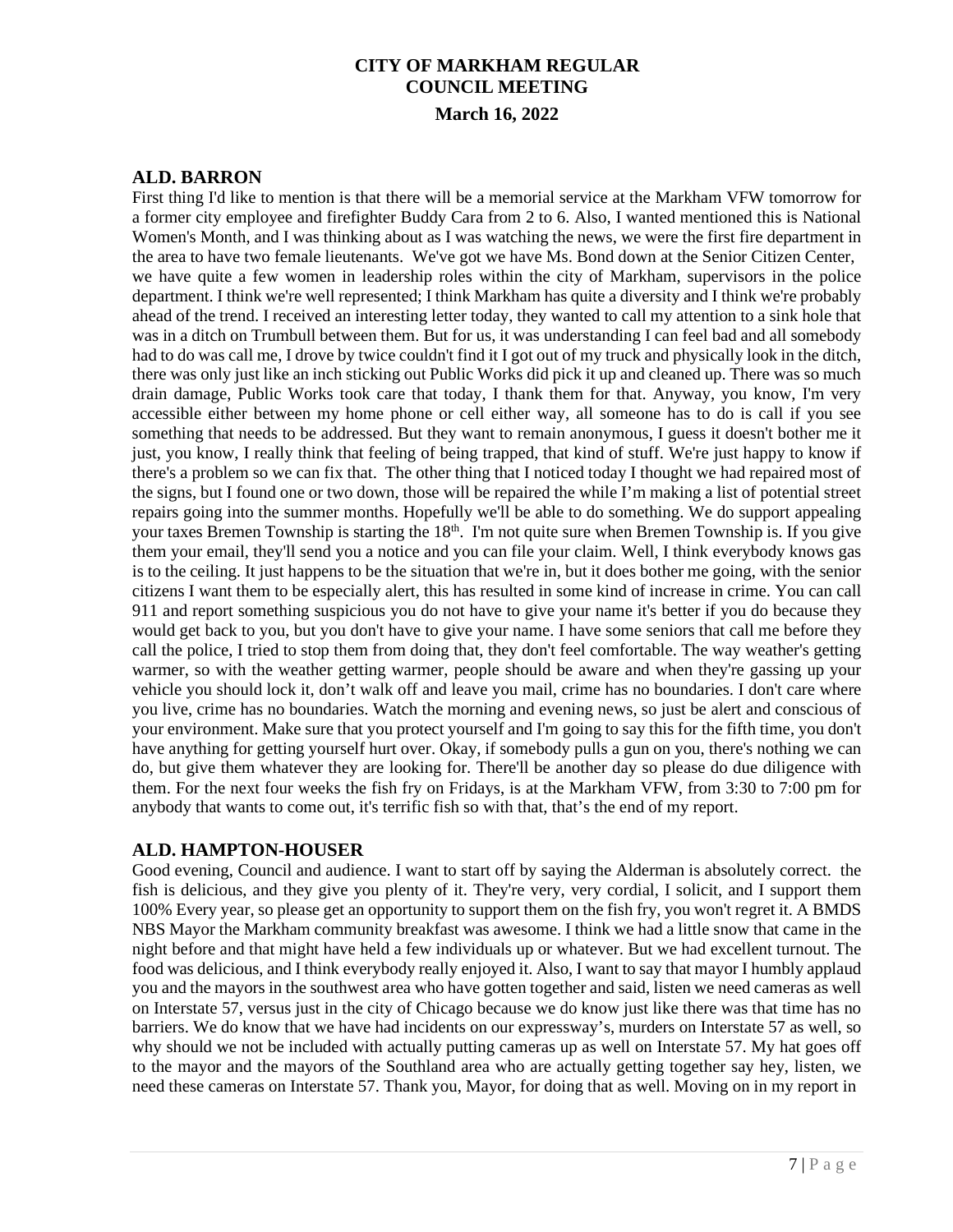## ALD. BARRON

First thing I'd like to mention is that there will be a memorial service at the Markham VFW tomorrow for a former city employee and firefighter Buddy Cara from 2 to 6. Also, I wanted mentioned this is National Women's Month, and I was thinking about as I was watching the news, we were the first fire department in the area to have two female lieutenants. We've got we have Ms. Bond down at the Senior Citizen Center, we have quite a few women in leadership roles within the city of Markham, supervisors in the police department. I think we're well represented; I think Markham has quite a diversity and I think we're probably ahead of the trend. I received an interesting letter today, they wanted to call my attention to a sink hole that was in a ditch on Trumbull between them. But for us, it was understanding I can feel bad and all somebody had to do was call me, I drove by twice couldn't find it I got out of my truck and physically look in the ditch, there was only just like an inch sticking out Public Works did pick it up and cleaned up. There was so much drain damage, Public Works took care that today, I thank them for that. Anyway, you know, I'm very accessible either between my home phone or cell either way, all someone has to do is call if you see something that needs to be addressed. But they want to remain anonymous, I guess it doesn't bother me it just, you know, I really think that feeling of being trapped, that kind of stuff. We're just happy to know if there's a problem so we can fix that. The other thing that I noticed today I thought we had repaired most of the signs, but I found one or two down, those will be repaired the while I'm making a list of potential street repairs going into the summer months. Hopefully we'll be able to do something. We do support appealing your taxes Bremen Township is starting the 18th. I'm not quite sure when Bremen Township is. If you give them your email, they'll send you a notice and you can file your claim. Well, I think everybody knows gas is to the ceiling. It just happens to be the situation that we're in, but it does bother me going, with the senior citizens I want them to be especially alert, this has resulted in some kind of increase in crime. You can call 911 and report something suspicious you do not have to give your name it's better if you do because they would get back to you, but you don't have to give your name. I have some seniors that call me before they call the police, I tried to stop them from doing that, they don't feel comfortable. The way weather's getting warmer, so with the weather getting warmer, people should be aware and when they're gassing up your vehicle you should lock it, don't walk off and leave you mail, crime has no boundaries. I don't care where you live, crime has no boundaries. Watch the morning and evening news, so just be alert and conscious of your environment. Make sure that you protect yourself and I'm going to say this for the fifth time, you don't have anything for getting yourself hurt over. Okay, if somebody pulls a gun on you, there's nothing we can do, but give them whatever they are looking for. There'll be another day so please do due diligence with them. For the next four weeks the fish fry on Fridays, is at the Markham VFW, from 3:30 to 7:00 pm for anybody that wants to come out, it's terrific fish so with that, that's the end of my report.

## ALD. HAMPTON-HOUSER

Good evening, Council and audience. I want to start off by saying the Alderman is absolutely correct. the fish is delicious, and they give you plenty of it. They're very, very cordial, I solicit, and I support them 100% Every year, so please get an opportunity to support them on the fish fry, you won't regret it. A BMDS NBS Mayor the Markham community breakfast was awesome. I think we had a little snow that came in the night before and that might have held a few individuals up or whatever. But we had excellent turnout. The food was delicious, and I think everybody really enjoyed it. Also, I want to say that mayor I humbly applaud you and the mayors in the southwest area who have gotten together and said, listen we need cameras as well on Interstate 57, versus just in the city of Chicago because we do know just like there was that time has no barriers. We do know that we have had incidents on our expressway's, murders on Interstate 57 as well, so why should we not be included with actually putting cameras up as well on Interstate 57. My hat goes off to the mayor and the mayors of the Southland area who are actually getting together say hey, listen, we need these cameras on Interstate 57. Thank you, Mayor, for doing that as well. Moving on in my report in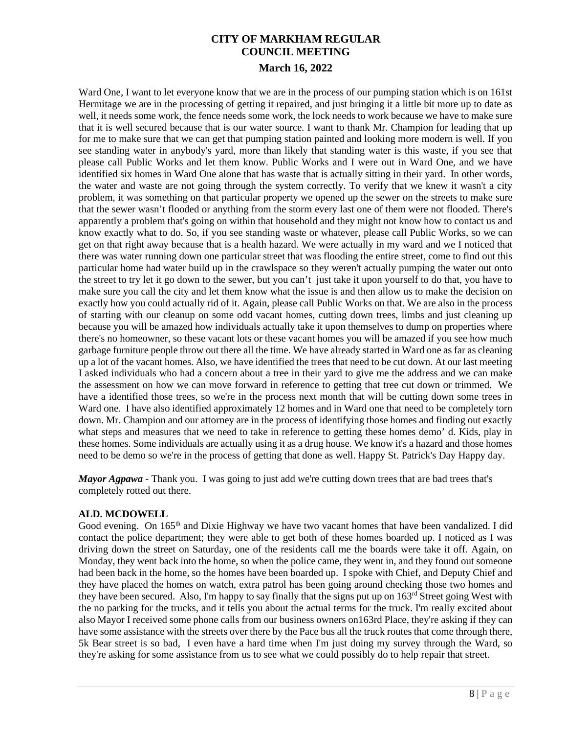Ward One, I want to let everyone know that we are in the process of our pumping station which is on 161st Hermitage we are in the processing of getting it repaired, and just bringing it a little bit more up to date as well, it needs some work, the fence needs some work, the lock needs to work because we have to make sure that it is well secured because that is our water source. I want to thank Mr. Champion for leading that up for me to make sure that we can get that pumping station painted and looking more modern is well. If you see standing water in anybody's yard, more than likely that standing water is this waste, if you see that please call Public Works and let them know. Public Works and I were out in Ward One, and we have identified six homes in Ward One alone that has waste that is actually sitting in their yard. In other words, the water and waste are not going through the system correctly. To verify that we knew it wasn't a city problem, it was something on that particular property we opened up the sewer on the streets to make sure that the sewer wasn't flooded or anything from the storm every last one of them were not flooded. There's apparently a problem that's going on within that household and they might not know how to contact us and know exactly what to do. So, if you see standing waste or whatever, please call Public Works, so we can get on that right away because that is a health hazard. We were actually in my ward and we I noticed that there was water running down one particular street that was flooding the entire street, come to find out this particular home had water build up in the crawlspace so they weren't actually pumping the water out onto the street to try let it go down to the sewer, but you can't just take it upon yourself to do that, you have to make sure you call the city and let them know what the issue is and then allow us to make the decision on exactly how you could actually rid of it. Again, please call Public Works on that. We are also in the process of starting with our cleanup on some odd vacant homes, cutting down trees, limbs and just cleaning up because you will be amazed how individuals actually take it upon themselves to dump on properties where there's no homeowner, so these vacant lots or these vacant homes you will be amazed if you see how much garbage furniture people throw out there all the time. We have already started in Ward one as far as cleaning up a lot of the vacant homes. Also, we have identified the trees that need to be cut down. At our last meeting I asked individuals who had a concern about a tree in their yard to give me the address and we can make the assessment on how we can move forward in reference to getting that tree cut down or trimmed. We have a identified those trees, so we're in the process next month that will be cutting down some trees in Ward one. I have also identified approximately 12 homes and in Ward one that need to be completely torn down. Mr. Champion and our attorney are in the process of identifying those homes and finding out exactly what steps and measures that we need to take in reference to getting these homes demo' d. Kids, play in these homes. Some individuals are actually using it as a drug house. We know it's a hazard and those homes need to be demo so we're in the process of getting that done as well. Happy St. Patrick's Day Happy day.

***Mayor Agpawa*** - Thank you. I was going to just add we're cutting down trees that are bad trees that's completely rotted out there.

**ALD. MCDOWELL**

Good evening. On 165th and Dixie Highway we have two vacant homes that have been vandalized. I did contact the police department; they were able to get both of these homes boarded up. I noticed as I was driving down the street on Saturday, one of the residents call me the boards were take it off. Again, on Monday, they went back into the home, so when the police came, they went in, and they found out someone had been back in the home, so the homes have been boarded up. I spoke with Chief, and Deputy Chief and they have placed the homes on watch, extra patrol has been going around checking those two homes and they have been secured. Also, I'm happy to say finally that the signs put up on 163rd Street going West with the no parking for the trucks, and it tells you about the actual terms for the truck. I'm really excited about also Mayor I received some phone calls from our business owners on163rd Place, they're asking if they can have some assistance with the streets over there by the Pace bus all the truck routes that come through there, 5k Bear street is so bad, I even have a hard time when I'm just doing my survey through the Ward, so they're asking for some assistance from us to see what we could possibly do to help repair that street.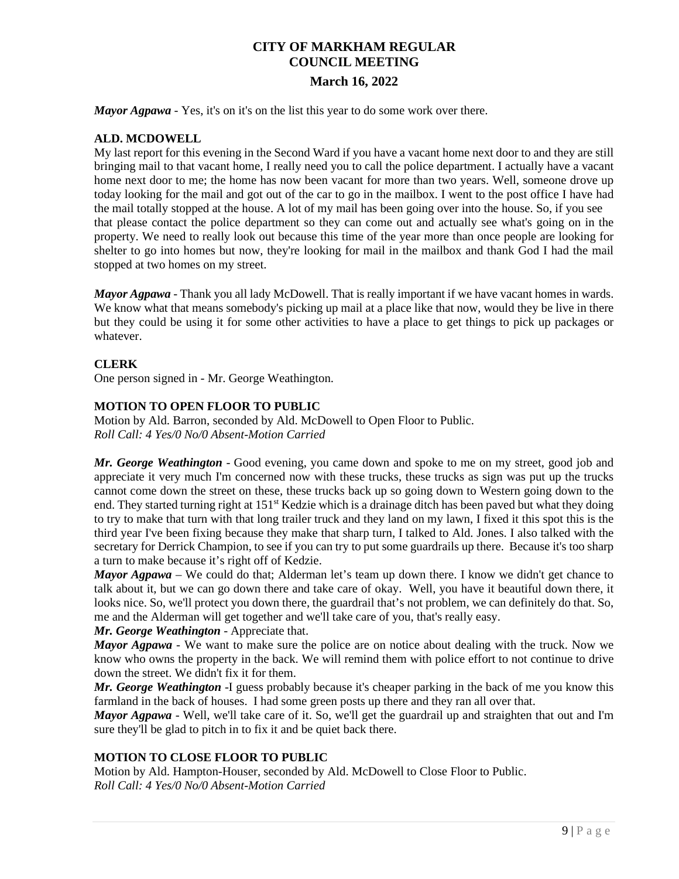*Mayor Agpawa* - Yes, it's on it's on the list this year to do some work over there.

**ALD. MCDOWELL**

My last report for this evening in the Second Ward if you have a vacant home next door to and they are still bringing mail to that vacant home, I really need you to call the police department. I actually have a vacant home next door to me; the home has now been vacant for more than two years. Well, someone drove up today looking for the mail and got out of the car to go in the mailbox. I went to the post office I have had the mail totally stopped at the house. A lot of my mail has been going over into the house. So, if you see that please contact the police department so they can come out and actually see what's going on in the property. We need to really look out because this time of the year more than once people are looking for shelter to go into homes but now, they're looking for mail in the mailbox and thank God I had the mail stopped at two homes on my street.

*Mayor Agpawa* - Thank you all lady McDowell. That is really important if we have vacant homes in wards. We know what that means somebody's picking up mail at a place like that now, would they be live in there but they could be using it for some other activities to have a place to get things to pick up packages or whatever.

**CLERK**

One person signed in - Mr. George Weathington.

**MOTION TO OPEN FLOOR TO PUBLIC**

Motion by Ald. Barron, seconded by Ald. McDowell to Open Floor to Public.
*Roll Call: 4 Yes/0 No/0 Absent-Motion Carried*

*Mr. George Weathington* - Good evening, you came down and spoke to me on my street, good job and appreciate it very much I'm concerned now with these trucks, these trucks as sign was put up the trucks cannot come down the street on these, these trucks back up so going down to Western going down to the end. They started turning right at 151st Kedzie which is a drainage ditch has been paved but what they doing to try to make that turn with that long trailer truck and they land on my lawn, I fixed it this spot this is the third year I've been fixing because they make that sharp turn, I talked to Ald. Jones. I also talked with the secretary for Derrick Champion, to see if you can try to put some guardrails up there. Because it's too sharp a turn to make because it's right off of Kedzie.

*Mayor Agpawa* – We could do that; Alderman let's team up down there. I know we didn't get chance to talk about it, but we can go down there and take care of okay. Well, you have it beautiful down there, it looks nice. So, we'll protect you down there, the guardrail that's not problem, we can definitely do that. So, me and the Alderman will get together and we'll take care of you, that's really easy.

*Mr. George Weathington* - Appreciate that.

*Mayor Agpawa* - We want to make sure the police are on notice about dealing with the truck. Now we know who owns the property in the back. We will remind them with police effort to not continue to drive down the street. We didn't fix it for them.

*Mr. George Weathington* -I guess probably because it's cheaper parking in the back of me you know this farmland in the back of houses. I had some green posts up there and they ran all over that.

*Mayor Agpawa* - Well, we'll take care of it. So, we'll get the guardrail up and straighten that out and I'm sure they'll be glad to pitch in to fix it and be quiet back there.

**MOTION TO CLOSE FLOOR TO PUBLIC**

Motion by Ald. Hampton-Houser, seconded by Ald. McDowell to Close Floor to Public.
*Roll Call: 4 Yes/0 No/0 Absent-Motion Carried*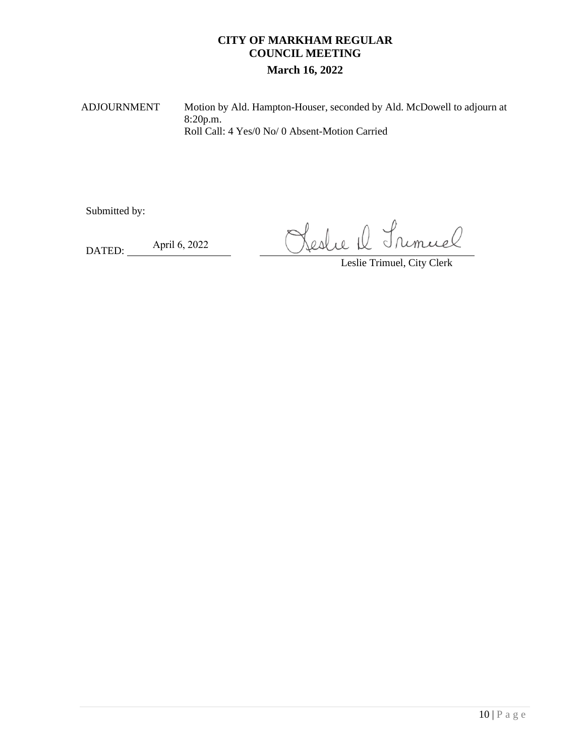# CITY OF MARKHAM REGULAR COUNCIL MEETING

## March 16, 2022

ADJOURNMENT Motion by Ald. Hampton-Houser, seconded by Ald. McDowell to adjourn at 8:20p.m.
Roll Call: 4 Yes/0 No/ 0 Absent-Motion Carried

Submitted by:

DATED: April 6, 2022

Leslie Trimuel, City Clerk